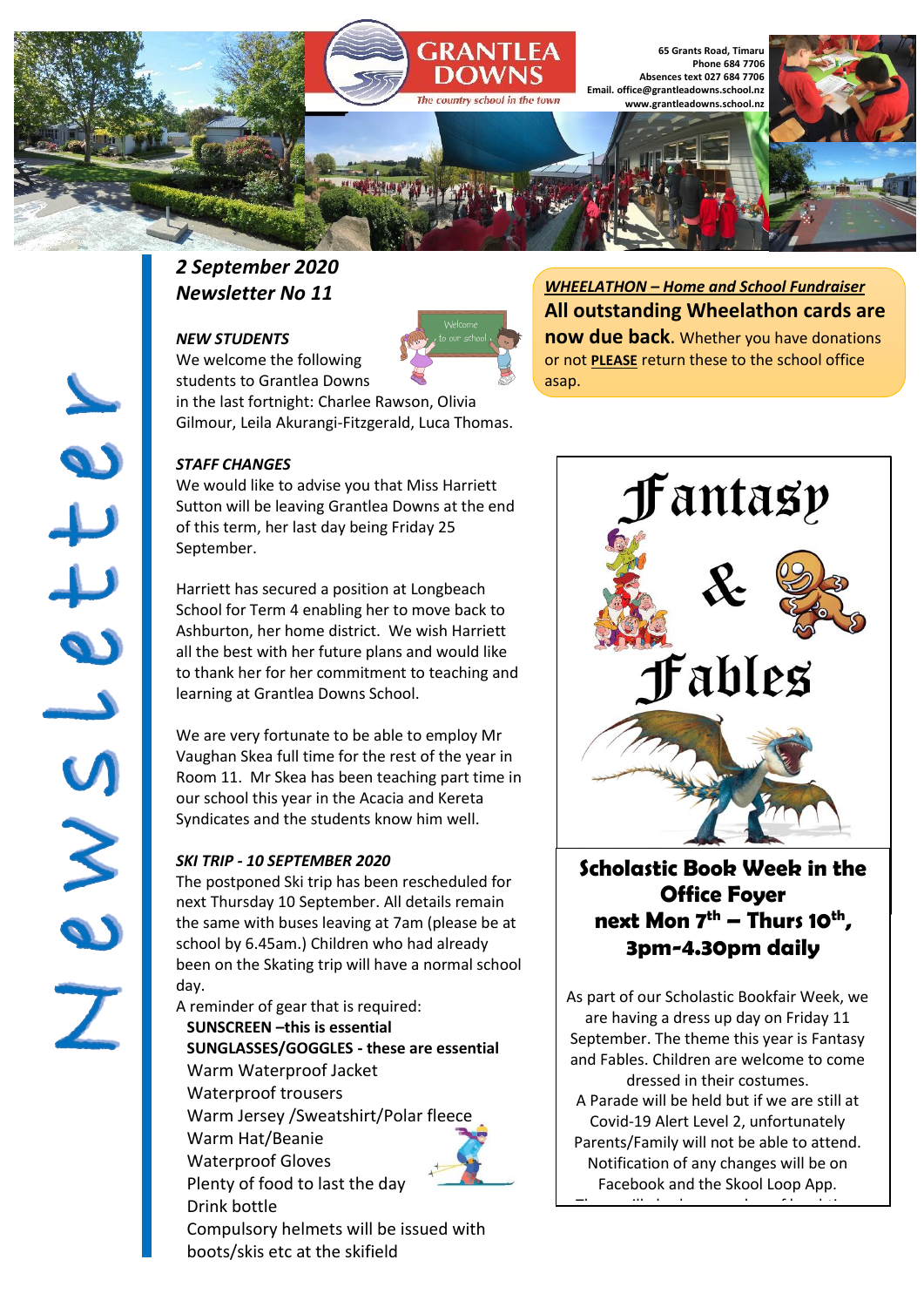# GRANTLEA DOWNS

*The country school in the town*

65 Grants Road, Timaru
Phone 684 7706
Absences text 027 684 7706
Email. office@grantleadowns.school.nz
www.grantleadowns.school.nz

# Newsletter

## *2 September 2020*
## *Newsletter No 11*

### *NEW STUDENTS*

We welcome the following students to Grantlea Downs in the last fortnight: Charlee Rawson, Olivia Gilmour, Leila Akurangi-Fitzgerald, Luca Thomas.

### *STAFF CHANGES*

We would like to advise you that Miss Harriett Sutton will be leaving Grantlea Downs at the end of this term, her last day being Friday 25 September.

Harriett has secured a position at Longbeach School for Term 4 enabling her to move back to Ashburton, her home district. We wish Harriett all the best with her future plans and would like to thank her for her commitment to teaching and learning at Grantlea Downs School.

We are very fortunate to be able to employ Mr Vaughan Skea full time for the rest of the year in Room 11. Mr Skea has been teaching part time in our school this year in the Acacia and Kereta Syndicates and the students know him well.

### *SKI TRIP - 10 SEPTEMBER 2020*

The postponed Ski trip has been rescheduled for next Thursday 10 September. All details remain the same with buses leaving at 7am (please be at school by 6.45am.) Children who had already been on the Skating trip will have a normal school day.

A reminder of gear that is required:

- **SUNSCREEN –this is essential**
- **SUNGLASSES/GOGGLES - these are essential**
- Warm Waterproof Jacket
- Waterproof trousers
- Warm Jersey /Sweatshirt/Polar fleece
- Warm Hat/Beanie
- Waterproof Gloves
- Plenty of food to last the day
- Drink bottle
- Compulsory helmets will be issued with boots/skis etc at the skifield

### *WHEELATHON – Home and School Fundraiser*

**All outstanding Wheelathon cards are now due back.** Whether you have donations or not **PLEASE** return these to the school office asap.

## Fantasy & Fables

### Scholastic Book Week in the Office Foyer
### next Mon 7th – Thurs 10th, 3pm-4.30pm daily

As part of our Scholastic Bookfair Week, we are having a dress up day on Friday 11 September. The theme this year is Fantasy and Fables. Children are welcome to come dressed in their costumes.

A Parade will be held but if we are still at Covid-19 Alert Level 2, unfortunately Parents/Family will not be able to attend. Notification of any changes will be on Facebook and the Skool Loop App.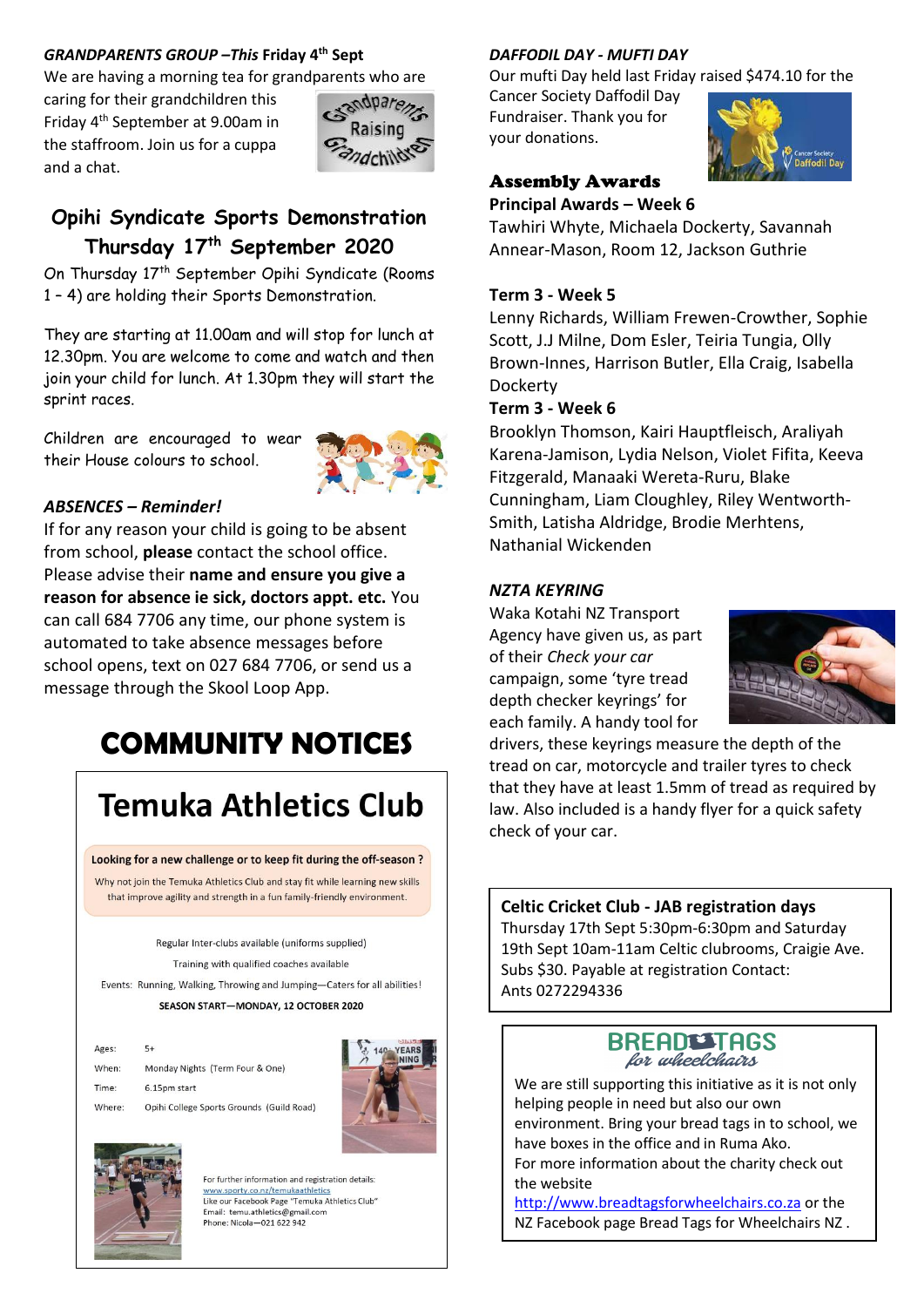***GRANDPARENTS GROUP –This* Friday 4th Sept**

We are having a morning tea for grandparents who are caring for their grandchildren this Friday 4th September at 9.00am in the staffroom. Join us for a cuppa and a chat.

## Opihi Syndicate Sports Demonstration Thursday 17th September 2020

On Thursday 17th September Opihi Syndicate (Rooms 1 – 4) are holding their Sports Demonstration.

They are starting at 11.00am and will stop for lunch at 12.30pm. You are welcome to come and watch and then join your child for lunch. At 1.30pm they will start the sprint races.

Children are encouraged to wear their House colours to school.

***ABSENCES – Reminder!***

If for any reason your child is going to be absent from school, **please** contact the school office. Please advise their **name and ensure you give a reason for absence ie sick, doctors appt. etc.** You can call 684 7706 any time, our phone system is automated to take absence messages before school opens, text on 027 684 7706, or send us a message through the Skool Loop App.

***DAFFODIL DAY - MUFTI DAY***

Our mufti Day held last Friday raised $474.10 for the Cancer Society Daffodil Day Fundraiser. Thank you for your donations.

## Assembly Awards

**Principal Awards – Week 6**

Tawhiri Whyte, Michaela Dockerty, Savannah Annear-Mason, Room 12, Jackson Guthrie

**Term 3 - Week 5**

Lenny Richards, William Frewen-Crowther, Sophie Scott, J.J Milne, Dom Esler, Teiria Tungia, Olly Brown-Innes, Harrison Butler, Ella Craig, Isabella Dockerty

**Term 3 - Week 6**

Brooklyn Thomson, Kairi Hauptfleisch, Araliyah Karena-Jamison, Lydia Nelson, Violet Fifita, Keeva Fitzgerald, Manaaki Wereta-Ruru, Blake Cunningham, Liam Cloughley, Riley Wentworth-Smith, Latisha Aldridge, Brodie Merhtens, Nathanial Wickenden

***NZTA KEYRING***

Waka Kotahi NZ Transport Agency have given us, as part of their *Check your car* campaign, some 'tyre tread depth checker keyrings' for each family. A handy tool for drivers, these keyrings measure the depth of the tread on car, motorcycle and trailer tyres to check that they have at least 1.5mm of tread as required by law. Also included is a handy flyer for a quick safety check of your car.

# COMMUNITY NOTICES

## Temuka Athletics Club

**Looking for a new challenge or to keep fit during the off-season ?**

Why not join the Temuka Athletics Club and stay fit while learning new skills that improve agility and strength in a fun family-friendly environment.

Regular Inter-clubs available (uniforms supplied)

Training with qualified coaches available

Events: Running, Walking, Throwing and Jumping—Caters for all abilities!

**SEASON START—MONDAY, 12 OCTOBER 2020**

Ages: 5+

When: Monday Nights (Term Four & One)

Time: 6.15pm start

Where: Opihi College Sports Grounds (Guild Road)

For further information and registration details:
www.sporty.co.nz/temukaathletics
Like our Facebook Page "Temuka Athletics Club"
Email: temu.athletics@gmail.com
Phone: Nicola—021 622 942

**Celtic Cricket Club - JAB registration days**

Thursday 17th Sept 5:30pm-6:30pm and Saturday 19th Sept 10am-11am Celtic clubrooms, Craigie Ave. Subs $30. Payable at registration Contact: Ants 0272294336

**BREAD TAGS *for wheelchairs***

We are still supporting this initiative as it is not only helping people in need but also our own environment. Bring your bread tags in to school, we have boxes in the office and in Ruma Ako.

For more information about the charity check out the website http://www.breadtagsforwheelchairs.co.za or the NZ Facebook page Bread Tags for Wheelchairs NZ .